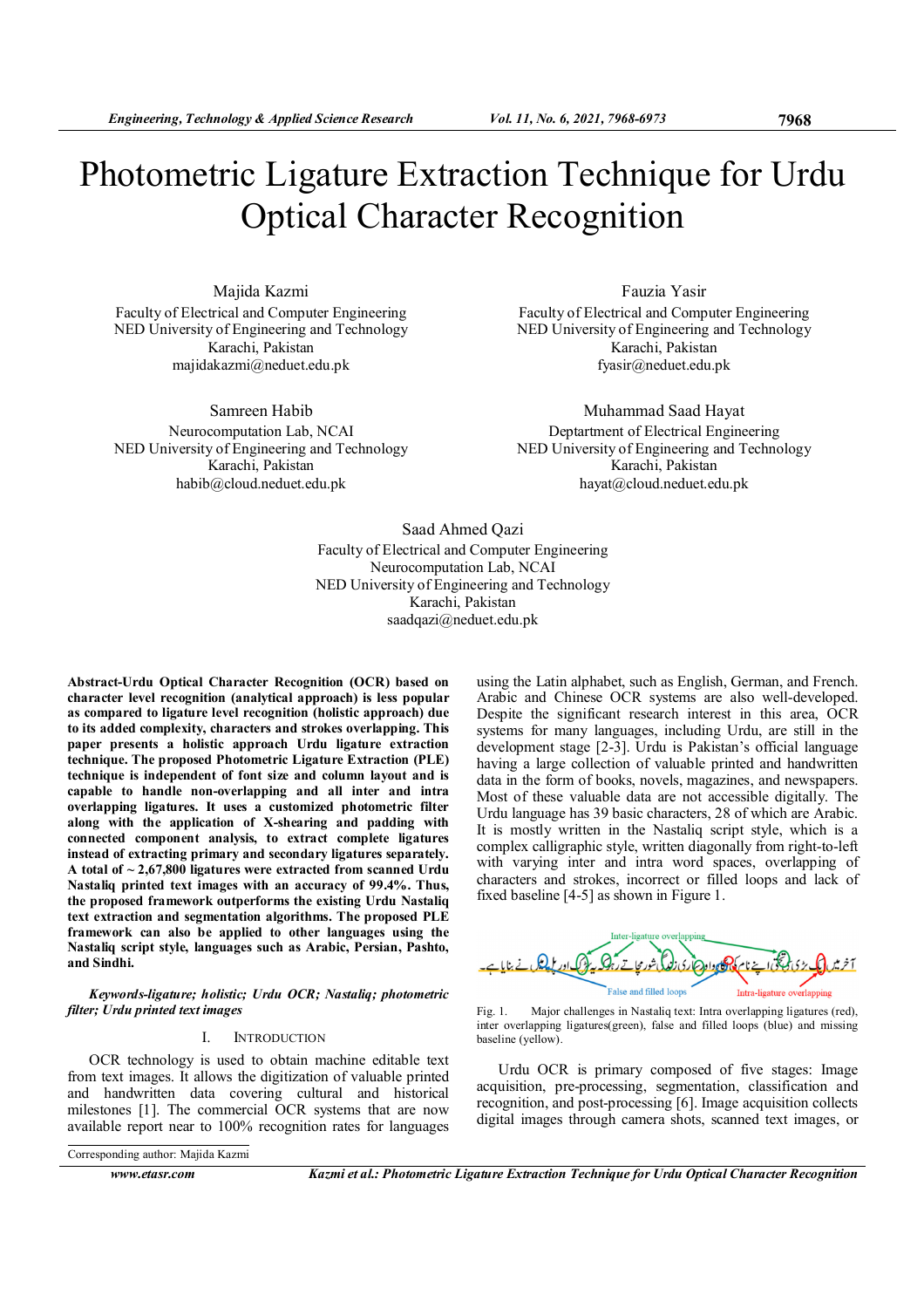# Photometric Ligature Extraction Technique for Urdu Optical Character Recognition

Majida Kazmi
Faculty of Electrical and Computer Engineering
NED University of Engineering and Technology
Karachi, Pakistan
majidakazmi@neduet.edu.pk

Fauzia Yasir
Faculty of Electrical and Computer Engineering
NED University of Engineering and Technology
Karachi, Pakistan
fyasir@neduet.edu.pk

Samreen Habib
Neurocomputation Lab, NCAI
NED University of Engineering and Technology
Karachi, Pakistan
habib@cloud.neduet.edu.pk

Muhammad Saad Hayat
Deptartment of Electrical Engineering
NED University of Engineering and Technology
Karachi, Pakistan
hayat@cloud.neduet.edu.pk

Saad Ahmed Qazi
Faculty of Electrical and Computer Engineering
Neurocomputation Lab, NCAI
NED University of Engineering and Technology
Karachi, Pakistan
saadqazi@neduet.edu.pk

**Abstract-Urdu Optical Character Recognition (OCR) based on character level recognition (analytical approach) is less popular as compared to ligature level recognition (holistic approach) due to its added complexity, characters and strokes overlapping. This paper presents a holistic approach Urdu ligature extraction technique. The proposed Photometric Ligature Extraction (PLE) technique is independent of font size and column layout and is capable to handle non-overlapping and all inter and intra overlapping ligatures. It uses a customized photometric filter along with the application of X-shearing and padding with connected component analysis, to extract complete ligatures instead of extracting primary and secondary ligatures separately. A total of ~ 2,67,800 ligatures were extracted from scanned Urdu Nastaliq printed text images with an accuracy of 99.4%. Thus, the proposed framework outperforms the existing Urdu Nastaliq text extraction and segmentation algorithms. The proposed PLE framework can also be applied to other languages using the Nastaliq script style, languages such as Arabic, Persian, Pashto, and Sindhi.**

***Keywords-ligature; holistic; Urdu OCR; Nastaliq; photometric filter; Urdu printed text images***

## I. Introduction

OCR technology is used to obtain machine editable text from text images. It allows the digitization of valuable printed and handwritten data covering cultural and historical milestones [1]. The commercial OCR systems that are now available report near to 100% recognition rates for languages using the Latin alphabet, such as English, German, and French. Arabic and Chinese OCR systems are also well-developed. Despite the significant research interest in this area, OCR systems for many languages, including Urdu, are still in the development stage [2-3]. Urdu is Pakistan's official language having a large collection of valuable printed and handwritten data in the form of books, novels, magazines, and newspapers. Most of these valuable data are not accessible digitally. The Urdu language has 39 basic characters, 28 of which are Arabic. It is mostly written in the Nastaliq script style, which is a complex calligraphic style, written diagonally from right-to-left with varying inter and intra word spaces, overlapping of characters and strokes, incorrect or filled loops and lack of fixed baseline [4-5] as shown in Figure 1.

Fig. 1. Major challenges in Nastaliq text: Intra overlapping ligatures (red), inter overlapping ligatures(green), false and filled loops (blue) and missing baseline (yellow).

Urdu OCR is primary composed of five stages: Image acquisition, pre-processing, segmentation, classification and recognition, and post-processing [6]. Image acquisition collects digital images through camera shots, scanned text images, or

Corresponding author: Majida Kazmi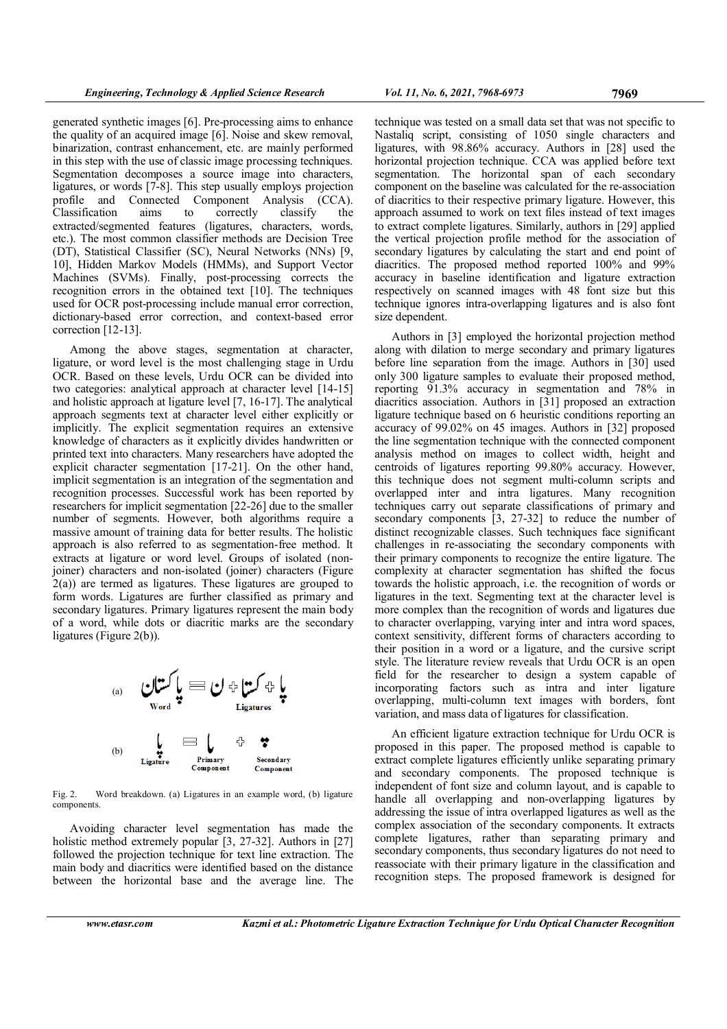generated synthetic images [6]. Pre-processing aims to enhance the quality of an acquired image [6]. Noise and skew removal, binarization, contrast enhancement, etc. are mainly performed in this step with the use of classic image processing techniques. Segmentation decomposes a source image into characters, ligatures, or words [7-8]. This step usually employs projection profile and Connected Component Analysis (CCA). Classification aims to correctly classify the extracted/segmented features (ligatures, characters, words, etc.). The most common classifier methods are Decision Tree (DT), Statistical Classifier (SC), Neural Networks (NNs) [9, 10], Hidden Markov Models (HMMs), and Support Vector Machines (SVMs). Finally, post-processing corrects the recognition errors in the obtained text [10]. The techniques used for OCR post-processing include manual error correction, dictionary-based error correction, and context-based error correction [12-13].

Among the above stages, segmentation at character, ligature, or word level is the most challenging stage in Urdu OCR. Based on these levels, Urdu OCR can be divided into two categories: analytical approach at character level [14-15] and holistic approach at ligature level [7, 16-17]. The analytical approach segments text at character level either explicitly or implicitly. The explicit segmentation requires an extensive knowledge of characters as it explicitly divides handwritten or printed text into characters. Many researchers have adopted the explicit character segmentation [17-21]. On the other hand, implicit segmentation is an integration of the segmentation and recognition processes. Successful work has been reported by researchers for implicit segmentation [22-26] due to the smaller number of segments. However, both algorithms require a massive amount of training data for better results. The holistic approach is also referred to as segmentation-free method. It extracts at ligature or word level. Groups of isolated (non-joiner) characters and non-isolated (joiner) characters (Figure 2(a)) are termed as ligatures. These ligatures are grouped to form words. Ligatures are further classified as primary and secondary ligatures. Primary ligatures represent the main body of a word, while dots or diacritic marks are the secondary ligatures (Figure 2(b)).

(a) پاکستان = پا + کستا + ن
Word — Ligatures

(b) پا = ا + ٮ
Ligature — Primary Component — Secondary Component

Fig. 2. Word breakdown. (a) Ligatures in an example word, (b) ligature components.

Avoiding character level segmentation has made the holistic method extremely popular [3, 27-32]. Authors in [27] followed the projection technique for text line extraction. The main body and diacritics were identified based on the distance between the horizontal base and the average line. The technique was tested on a small data set that was not specific to Nastaliq script, consisting of 1050 single characters and ligatures, with 98.86% accuracy. Authors in [28] used the horizontal projection technique. CCA was applied before text segmentation. The horizontal span of each secondary component on the baseline was calculated for the re-association of diacritics to their respective primary ligature. However, this approach assumed to work on text files instead of text images to extract complete ligatures. Similarly, authors in [29] applied the vertical projection profile method for the association of secondary ligatures by calculating the start and end point of diacritics. The proposed method reported 100% and 99% accuracy in baseline identification and ligature extraction respectively on scanned images with 48 font size but this technique ignores intra-overlapping ligatures and is also font size dependent.

Authors in [3] employed the horizontal projection method along with dilation to merge secondary and primary ligatures before line separation from the image. Authors in [30] used only 300 ligature samples to evaluate their proposed method, reporting 91.3% accuracy in segmentation and 78% in diacritics association. Authors in [31] proposed an extraction ligature technique based on 6 heuristic conditions reporting an accuracy of 99.02% on 45 images. Authors in [32] proposed the line segmentation technique with the connected component analysis method on images to collect width, height and centroids of ligatures reporting 99.80% accuracy. However, this technique does not segment multi-column scripts and overlapped inter and intra ligatures. Many recognition techniques carry out separate classifications of primary and secondary components [3, 27-32] to reduce the number of distinct recognizable classes. Such techniques face significant challenges in re-associating the secondary components with their primary components to recognize the entire ligature. The complexity at character segmentation has shifted the focus towards the holistic approach, i.e. the recognition of words or ligatures in the text. Segmenting text at the character level is more complex than the recognition of words and ligatures due to character overlapping, varying inter and intra word spaces, context sensitivity, different forms of characters according to their position in a word or a ligature, and the cursive script style. The literature review reveals that Urdu OCR is an open field for the researcher to design a system capable of incorporating factors such as intra and inter ligature overlapping, multi-column text images with borders, font variation, and mass data of ligatures for classification.

An efficient ligature extraction technique for Urdu OCR is proposed in this paper. The proposed method is capable to extract complete ligatures efficiently unlike separating primary and secondary components. The proposed technique is independent of font size and column layout, and is capable to handle all overlapping and non-overlapping ligatures by addressing the issue of intra overlapped ligatures as well as the complex association of the secondary components. It extracts complete ligatures, rather than separating primary and secondary components, thus secondary ligatures do not need to reassociate with their primary ligature in the classification and recognition steps. The proposed framework is designed for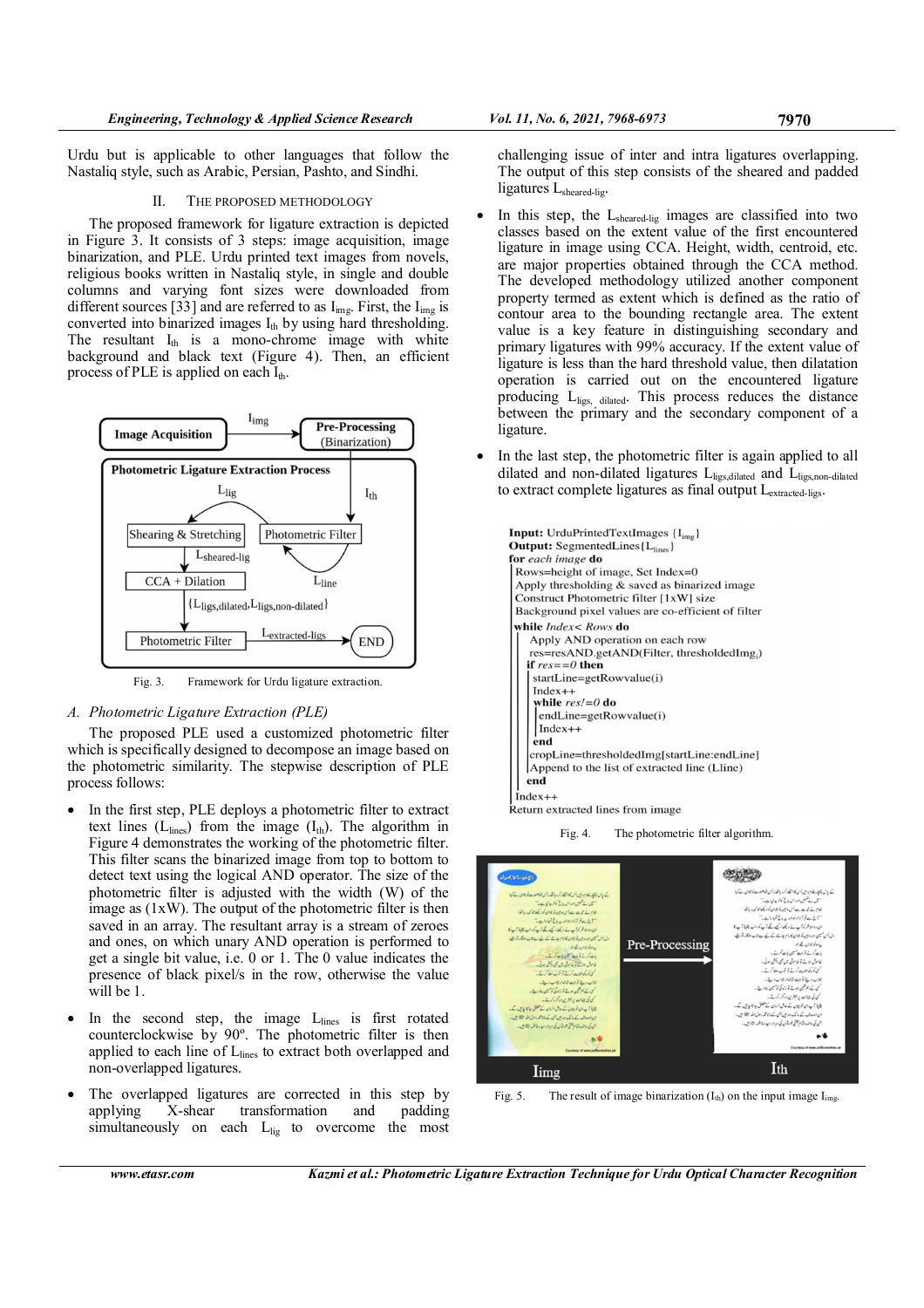Urdu but is applicable to other languages that follow the Nastaliq style, such as Arabic, Persian, Pashto, and Sindhi.

## II. THE PROPOSED METHODOLOGY

The proposed framework for ligature extraction is depicted in Figure 3. It consists of 3 steps: image acquisition, image binarization, and PLE. Urdu printed text images from novels, religious books written in Nastaliq style, in single and double columns and varying font sizes were downloaded from different sources [33] and are referred to as $I_{img}$. First, the $I_{img}$ is converted into binarized images $I_{th}$ by using hard thresholding. The resultant $I_{th}$ is a mono-chrome image with white background and black text (Figure 4). Then, an efficient process of PLE is applied on each $I_{th}$.

Fig. 3. Framework for Urdu ligature extraction.

### A. Photometric Ligature Extraction (PLE)

The proposed PLE used a customized photometric filter which is specifically designed to decompose an image based on the photometric similarity. The stepwise description of PLE process follows:

- In the first step, PLE deploys a photometric filter to extract text lines ($L_{lines}$) from the image ($I_{th}$). The algorithm in Figure 4 demonstrates the working of the photometric filter. This filter scans the binarized image from top to bottom to detect text using the logical AND operator. The size of the photometric filter is adjusted with the width (W) of the image as (1xW). The output of the photometric filter is then saved in an array. The resultant array is a stream of zeroes and ones, on which unary AND operation is performed to get a single bit value, i.e. 0 or 1. The 0 value indicates the presence of black pixel/s in the row, otherwise the value will be 1.
- In the second step, the image $L_{lines}$ is first rotated counterclockwise by 90º. The photometric filter is then applied to each line of $L_{lines}$ to extract both overlapped and non-overlapped ligatures.
- The overlapped ligatures are corrected in this step by applying X-shear transformation and padding simultaneously on each $L_{lig}$ to overcome the most challenging issue of inter and intra ligatures overlapping. The output of this step consists of the sheared and padded ligatures $L_{sheared\text{-}lig}$.
- In this step, the $L_{sheared\text{-}lig}$ images are classified into two classes based on the extent value of the first encountered ligature in image using CCA. Height, width, centroid, etc. are major properties obtained through the CCA method. The developed methodology utilized another component property termed as extent which is defined as the ratio of contour area to the bounding rectangle area. The extent value is a key feature in distinguishing secondary and primary ligatures with 99% accuracy. If the extent value of ligature is less than the hard threshold value, then dilatation operation is carried out on the encountered ligature producing $L_{ligs,\ dilated}$. This process reduces the distance between the primary and the secondary component of a ligature.
- In the last step, the photometric filter is again applied to all dilated and non-dilated ligatures $L_{ligs,dilated}$ and $L_{ligs,non\text{-}dilated}$ to extract complete ligatures as final output $L_{extracted\text{-}ligs}$.

```
Input: UrduPrintedTextImages {I_img}
Output: SegmentedLines{L_lines}
for each image do
    Rows=height of image, Set Index=0
    Apply thresholding & saved as binarized image
    Construct Photometric filter [1xW] size
    Background pixel values are co-efficient of filter
    while Index< Rows do
        Apply AND operation on each row
        res=resAND.getAND(Filter, thresholdedImg_i)
        if res==0 then
            startLine=getRowvalue(i)
            Index++
            while res!=0 do
                endLine=getRowvalue(i)
                Index++
            end
            cropLine=thresholdedImg[startLine:endLine]
            Append to the list of extracted line (Lline)
        end
        Index++
Return extracted lines from image
```

Fig. 4. The photometric filter algorithm.

Fig. 5. The result of image binarization ($I_{th}$) on the input image $I_{img}$.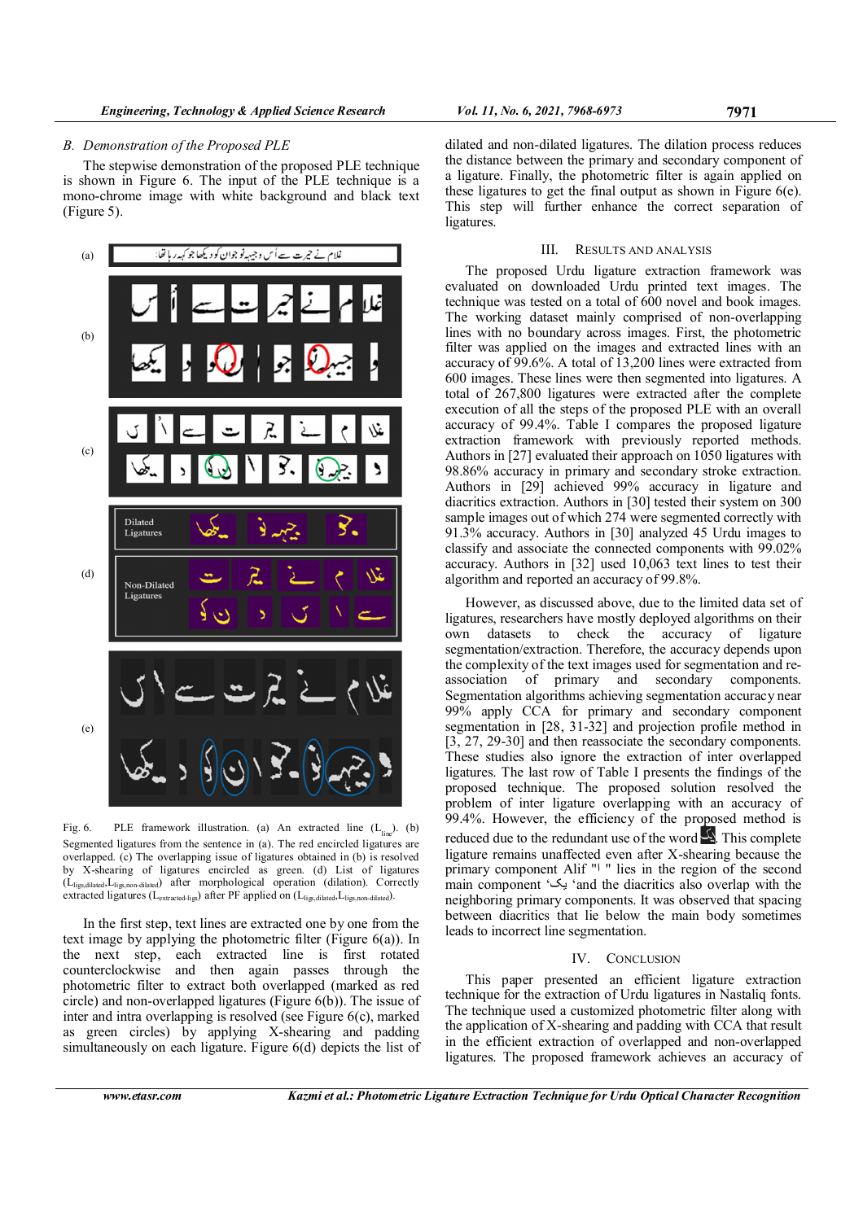### B. Demonstration of the Proposed PLE

The stepwise demonstration of the proposed PLE technique is shown in Figure 6. The input of the PLE technique is a mono-chrome image with white background and black text (Figure 5).

Fig. 6. PLE framework illustration. (a) An extracted line ($L_{line}$). (b) Segmented ligatures from the sentence in (a). The red encircled ligatures are overlapped. (c) The overlapping issue of ligatures obtained in (b) is resolved by X-shearing of ligatures encircled as green. (d) List of ligatures ($L_{ligs,dilated}$,$L_{ligs,non-dilated}$) after morphological operation (dilation). Correctly extracted ligatures ($L_{extracted-ligs}$) after PF applied on ($L_{ligs,dilated}$,$L_{ligs,non-dilated}$).

In the first step, text lines are extracted one by one from the text image by applying the photometric filter (Figure 6(a)). In the next step, each extracted line is first rotated counterclockwise and then again passes through the photometric filter to extract both overlapped (marked as red circle) and non-overlapped ligatures (Figure 6(b)). The issue of inter and intra overlapping is resolved (see Figure 6(c), marked as green circles) by applying X-shearing and padding simultaneously on each ligature. Figure 6(d) depicts the list of dilated and non-dilated ligatures. The dilation process reduces the distance between the primary and secondary component of a ligature. Finally, the photometric filter is again applied on these ligatures to get the final output as shown in Figure 6(e). This step will further enhance the correct separation of ligatures.

## III. Results and Analysis

The proposed Urdu ligature extraction framework was evaluated on downloaded Urdu printed text images. The technique was tested on a total of 600 novel and book images. The working dataset mainly comprised of non-overlapping lines with no boundary across images. First, the photometric filter was applied on the images and extracted lines with an accuracy of 99.6%. A total of 13,200 lines were extracted from 600 images. These lines were then segmented into ligatures. A total of 267,800 ligatures were extracted after the complete execution of all the steps of the proposed PLE with an overall accuracy of 99.4%. Table I compares the proposed ligature extraction framework with previously reported methods. Authors in [27] evaluated their approach on 1050 ligatures with 98.86% accuracy in primary and secondary stroke extraction. Authors in [29] achieved 99% accuracy in ligature and diacritics extraction. Authors in [30] tested their system on 300 sample images out of which 274 were segmented correctly with 91.3% accuracy. Authors in [30] analyzed 45 Urdu images to classify and associate the connected components with 99.02% accuracy. Authors in [32] used 10,063 text lines to test their algorithm and reported an accuracy of 99.8%.

However, as discussed above, due to the limited data set of ligatures, researchers have mostly deployed algorithms on their own datasets to check the accuracy of ligature segmentation/extraction. Therefore, the accuracy depends upon the complexity of the text images used for segmentation and re-association of primary and secondary components. Segmentation algorithms achieving segmentation accuracy near 99% apply CCA for primary and secondary component segmentation in [28, 31-32] and projection profile method in [3, 27, 29-30] and then reassociate the secondary components. These studies also ignore the extraction of inter overlapped ligatures. The last row of Table I presents the findings of the proposed technique. The proposed solution resolved the problem of inter ligature overlapping with an accuracy of 99.4%. However, the efficiency of the proposed method is reduced due to the redundant use of the word . This complete ligature remains unaffected even after X-shearing because the primary component Alif "ا " lies in the region of the second main component 'یک 'and the diacritics also overlap with the neighboring primary components. It was observed that spacing between diacritics that lie below the main body sometimes leads to incorrect line segmentation.

## IV. Conclusion

This paper presented an efficient ligature extraction technique for the extraction of Urdu ligatures in Nastaliq fonts. The technique used a customized photometric filter along with the application of X-shearing and padding with CCA that result in the efficient extraction of overlapped and non-overlapped ligatures. The proposed framework achieves an accuracy of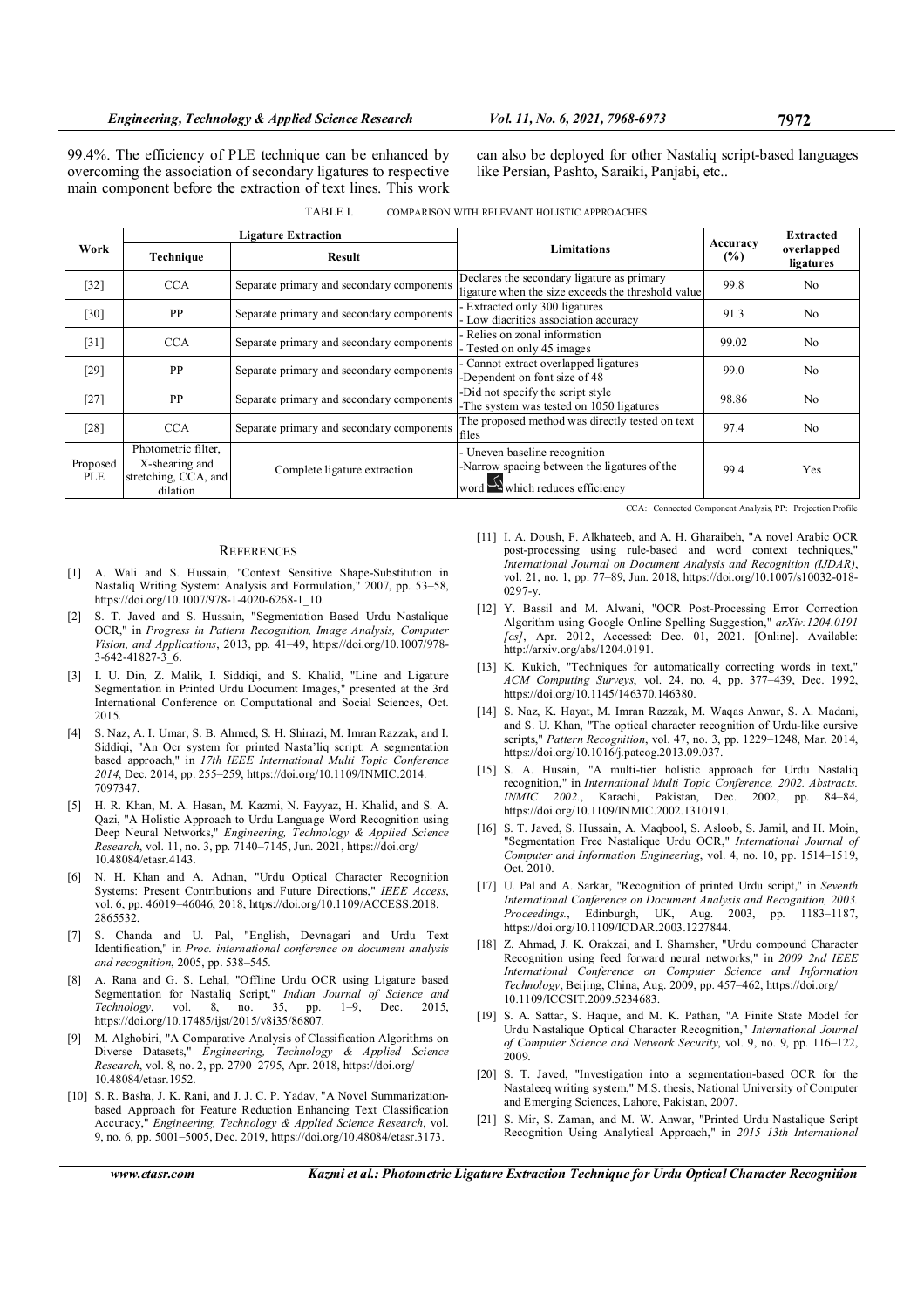99.4%. The efficiency of PLE technique can be enhanced by overcoming the association of secondary ligatures to respective main component before the extraction of text lines. This work can also be deployed for other Nastaliq script-based languages like Persian, Pashto, Saraiki, Panjabi, etc..

TABLE I. COMPARISON WITH RELEVANT HOLISTIC APPROACHES

| Work | Ligature Extraction | | Limitations | Accuracy (%) | Extracted overlapped ligatures |
|---|---|---|---|---|---|
| | Technique | Result | | | |
| [32] | CCA | Separate primary and secondary components | Declares the secondary ligature as primary ligature when the size exceeds the threshold value | 99.8 | No |
| [30] | PP | Separate primary and secondary components | - Extracted only 300 ligatures<br>- Low diacritics association accuracy | 91.3 | No |
| [31] | CCA | Separate primary and secondary components | - Relies on zonal information<br>- Tested on only 45 images | 99.02 | No |
| [29] | PP | Separate primary and secondary components | - Cannot extract overlapped ligatures<br>-Dependent on font size of 48 | 99.0 | No |
| [27] | PP | Separate primary and secondary components | -Did not specify the script style<br>-The system was tested on 1050 ligatures | 98.86 | No |
| [28] | CCA | Separate primary and secondary components | The proposed method was directly tested on text files | 97.4 | No |
| Proposed PLE | Photometric filter, X-shearing and stretching, CCA, and dilation | Complete ligature extraction | - Uneven baseline recognition<br>-Narrow spacing between the ligatures of the word which reduces efficiency | 99.4 | Yes |

CCA: Connected Component Analysis, PP: Projection Profile

## REFERENCES

[1] A. Wali and S. Hussain, "Context Sensitive Shape-Substitution in Nastaliq Writing System: Analysis and Formulation," 2007, pp. 53–58, https://doi.org/10.1007/978-1-4020-6268-1_10.

[2] S. T. Javed and S. Hussain, "Segmentation Based Urdu Nastalique OCR," in *Progress in Pattern Recognition, Image Analysis, Computer Vision, and Applications*, 2013, pp. 41–49, https://doi.org/10.1007/978-3-642-41827-3_6.

[3] I. U. Din, Z. Malik, I. Siddiqi, and S. Khalid, "Line and Ligature Segmentation in Printed Urdu Document Images," presented at the 3rd International Conference on Computational and Social Sciences, Oct. 2015.

[4] S. Naz, A. I. Umar, S. B. Ahmed, S. H. Shirazi, M. Imran Razzak, and I. Siddiqi, "An Ocr system for printed Nasta'liq script: A segmentation based approach," in *17th IEEE International Multi Topic Conference 2014*, Dec. 2014, pp. 255–259, https://doi.org/10.1109/INMIC.2014.7097347.

[5] H. R. Khan, M. A. Hasan, M. Kazmi, N. Fayyaz, H. Khalid, and S. A. Qazi, "A Holistic Approach to Urdu Language Word Recognition using Deep Neural Networks," *Engineering, Technology & Applied Science Research*, vol. 11, no. 3, pp. 7140–7145, Jun. 2021, https://doi.org/10.48084/etasr.4143.

[6] N. H. Khan and A. Adnan, "Urdu Optical Character Recognition Systems: Present Contributions and Future Directions," *IEEE Access*, vol. 6, pp. 46019–46046, 2018, https://doi.org/10.1109/ACCESS.2018.2865532.

[7] S. Chanda and U. Pal, "English, Devnagari and Urdu Text Identification," in *Proc. international conference on document analysis and recognition*, 2005, pp. 538–545.

[8] A. Rana and G. S. Lehal, "Offline Urdu OCR using Ligature based Segmentation for Nastaliq Script," *Indian Journal of Science and Technology*, vol. 8, no. 35, pp. 1–9, Dec. 2015, https://doi.org/10.17485/ijst/2015/v8i35/86807.

[9] M. Alghobiri, "A Comparative Analysis of Classification Algorithms on Diverse Datasets," *Engineering, Technology & Applied Science Research*, vol. 8, no. 2, pp. 2790–2795, Apr. 2018, https://doi.org/10.48084/etasr.1952.

[10] S. R. Basha, J. K. Rani, and J. J. C. P. Yadav, "A Novel Summarization-based Approach for Feature Reduction Enhancing Text Classification Accuracy," *Engineering, Technology & Applied Science Research*, vol. 9, no. 6, pp. 5001–5005, Dec. 2019, https://doi.org/10.48084/etasr.3173.

[11] I. A. Doush, F. Alkhateeb, and A. H. Gharaibeh, "A novel Arabic OCR post-processing using rule-based and word context techniques," *International Journal on Document Analysis and Recognition (IJDAR)*, vol. 21, no. 1, pp. 77–89, Jun. 2018, https://doi.org/10.1007/s10032-018-0297-y.

[12] Y. Bassil and M. Alwani, "OCR Post-Processing Error Correction Algorithm using Google Online Spelling Suggestion," *arXiv:1204.0191 [cs]*, Apr. 2012, Accessed: Dec. 01, 2021. [Online]. Available: http://arxiv.org/abs/1204.0191.

[13] K. Kukich, "Techniques for automatically correcting words in text," *ACM Computing Surveys*, vol. 24, no. 4, pp. 377–439, Dec. 1992, https://doi.org/10.1145/146370.146380.

[14] S. Naz, K. Hayat, M. Imran Razzak, M. Waqas Anwar, S. A. Madani, and S. U. Khan, "The optical character recognition of Urdu-like cursive scripts," *Pattern Recognition*, vol. 47, no. 3, pp. 1229–1248, Mar. 2014, https://doi.org/10.1016/j.patcog.2013.09.037.

[15] S. A. Husain, "A multi-tier holistic approach for Urdu Nastaliq recognition," in *International Multi Topic Conference, 2002. Abstracts. INMIC 2002.*, Karachi, Pakistan, Dec. 2002, pp. 84–84, https://doi.org/10.1109/INMIC.2002.1310191.

[16] S. T. Javed, S. Hussain, A. Maqbool, S. Asloob, S. Jamil, and H. Moin, "Segmentation Free Nastalique Urdu OCR," *International Journal of Computer and Information Engineering*, vol. 4, no. 10, pp. 1514–1519, Oct. 2010.

[17] U. Pal and A. Sarkar, "Recognition of printed Urdu script," in *Seventh International Conference on Document Analysis and Recognition, 2003. Proceedings.*, Edinburgh, UK, Aug. 2003, pp. 1183–1187, https://doi.org/10.1109/ICDAR.2003.1227844.

[18] Z. Ahmad, J. K. Orakzai, and I. Shamsher, "Urdu compound Character Recognition using feed forward neural networks," in *2009 2nd IEEE International Conference on Computer Science and Information Technology*, Beijing, China, Aug. 2009, pp. 457–462, https://doi.org/10.1109/ICCSIT.2009.5234683.

[19] S. A. Sattar, S. Haque, and M. K. Pathan, "A Finite State Model for Urdu Nastalique Optical Character Recognition," *International Journal of Computer Science and Network Security*, vol. 9, no. 9, pp. 116–122, 2009.

[20] S. T. Javed, "Investigation into a segmentation-based OCR for the Nastaleeq writing system," M.S. thesis, National University of Computer and Emerging Sciences, Lahore, Pakistan, 2007.

[21] S. Mir, S. Zaman, and M. W. Anwar, "Printed Urdu Nastalique Script Recognition Using Analytical Approach," in *2015 13th International*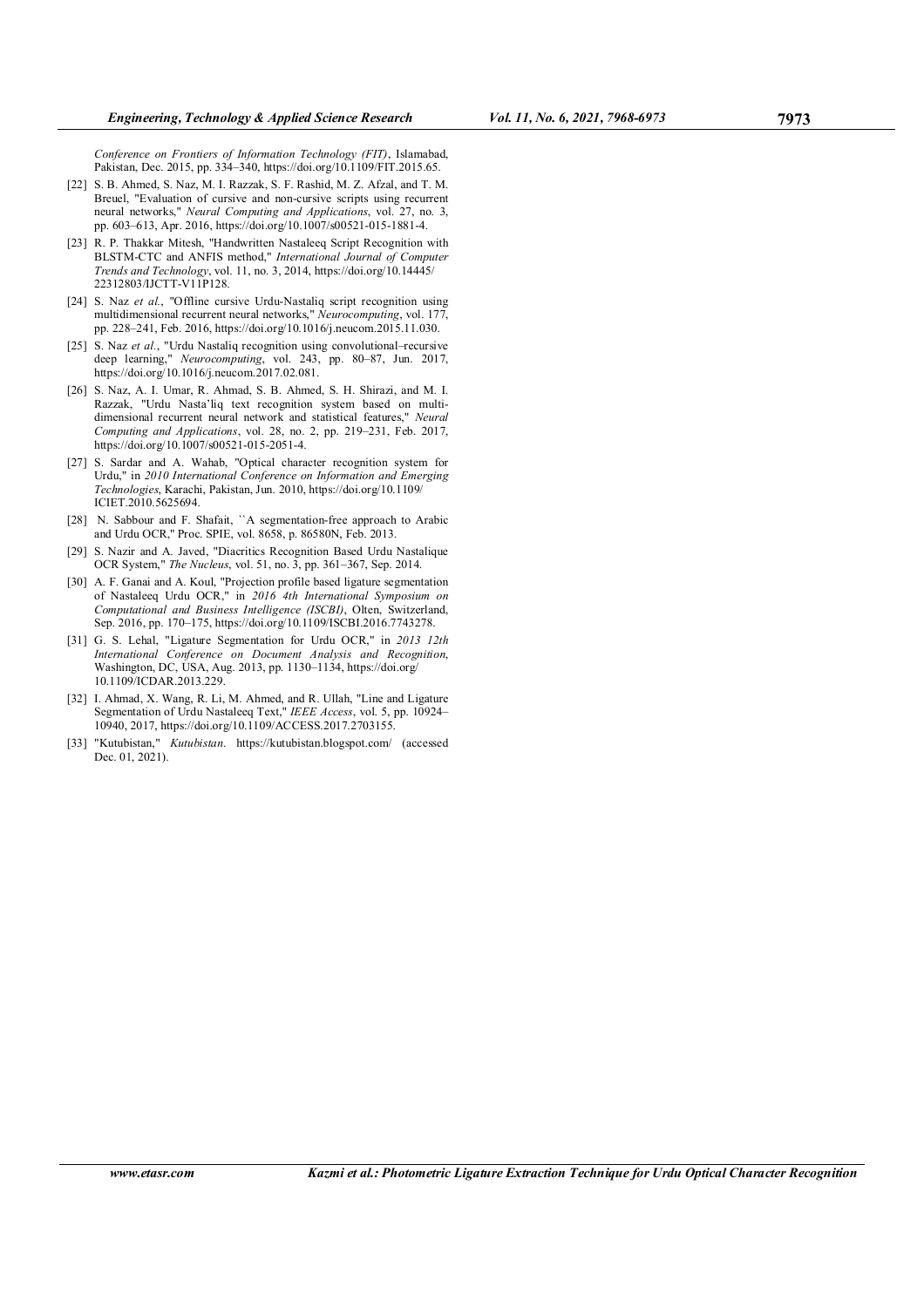*Conference on Frontiers of Information Technology (FIT)*, Islamabad, Pakistan, Dec. 2015, pp. 334–340, https://doi.org/10.1109/FIT.2015.65.

[22] S. B. Ahmed, S. Naz, M. I. Razzak, S. F. Rashid, M. Z. Afzal, and T. M. Breuel, "Evaluation of cursive and non-cursive scripts using recurrent neural networks," *Neural Computing and Applications*, vol. 27, no. 3, pp. 603–613, Apr. 2016, https://doi.org/10.1007/s00521-015-1881-4.

[23] R. P. Thakkar Mitesh, "Handwritten Nastaleeq Script Recognition with BLSTM-CTC and ANFIS method," *International Journal of Computer Trends and Technology*, vol. 11, no. 3, 2014, https://doi.org/10.14445/22312803/IJCTT-V11P128.

[24] S. Naz *et al.*, "Offline cursive Urdu-Nastaliq script recognition using multidimensional recurrent neural networks," *Neurocomputing*, vol. 177, pp. 228–241, Feb. 2016, https://doi.org/10.1016/j.neucom.2015.11.030.

[25] S. Naz *et al.*, "Urdu Nastaliq recognition using convolutional–recursive deep learning," *Neurocomputing*, vol. 243, pp. 80–87, Jun. 2017, https://doi.org/10.1016/j.neucom.2017.02.081.

[26] S. Naz, A. I. Umar, R. Ahmad, S. B. Ahmed, S. H. Shirazi, and M. I. Razzak, "Urdu Nasta'liq text recognition system based on multi-dimensional recurrent neural network and statistical features," *Neural Computing and Applications*, vol. 28, no. 2, pp. 219–231, Feb. 2017, https://doi.org/10.1007/s00521-015-2051-4.

[27] S. Sardar and A. Wahab, "Optical character recognition system for Urdu," in *2010 International Conference on Information and Emerging Technologies*, Karachi, Pakistan, Jun. 2010, https://doi.org/10.1109/ICIET.2010.5625694.

[28] N. Sabbour and F. Shafait, ``A segmentation-free approach to Arabic and Urdu OCR," Proc. SPIE, vol. 8658, p. 86580N, Feb. 2013.

[29] S. Nazir and A. Javed, "Diacritics Recognition Based Urdu Nastalique OCR System," *The Nucleus*, vol. 51, no. 3, pp. 361–367, Sep. 2014.

[30] A. F. Ganai and A. Koul, "Projection profile based ligature segmentation of Nastaleeq Urdu OCR," in *2016 4th International Symposium on Computational and Business Intelligence (ISCBI)*, Olten, Switzerland, Sep. 2016, pp. 170–175, https://doi.org/10.1109/ISCBI.2016.7743278.

[31] G. S. Lehal, "Ligature Segmentation for Urdu OCR," in *2013 12th International Conference on Document Analysis and Recognition*, Washington, DC, USA, Aug. 2013, pp. 1130–1134, https://doi.org/10.1109/ICDAR.2013.229.

[32] I. Ahmad, X. Wang, R. Li, M. Ahmed, and R. Ullah, "Line and Ligature Segmentation of Urdu Nastaleeq Text," *IEEE Access*, vol. 5, pp. 10924–10940, 2017, https://doi.org/10.1109/ACCESS.2017.2703155.

[33] "Kutubistan," *Kutubistan*. https://kutubistan.blogspot.com/ (accessed Dec. 01, 2021).